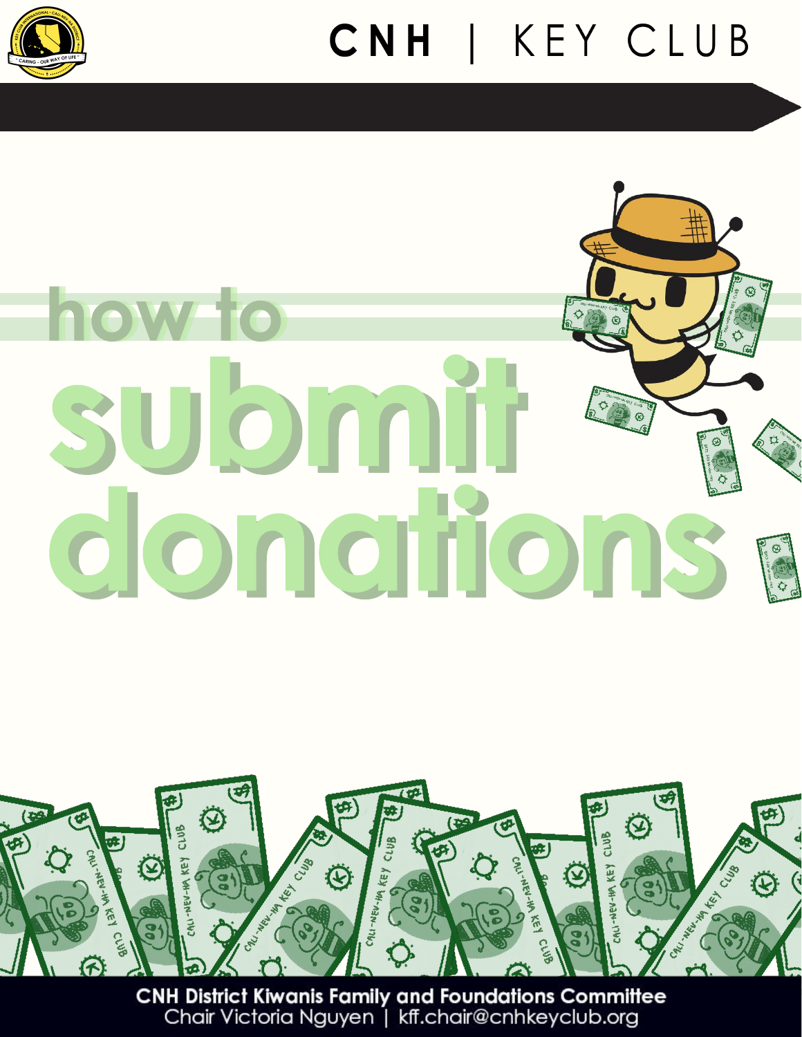CNH | KEY CLUB

# how to submit donations

**CNH District Kiwanis Family and Foundations Committee**
Chair Victoria Nguyen | kff.chair@cnhkeyclub.org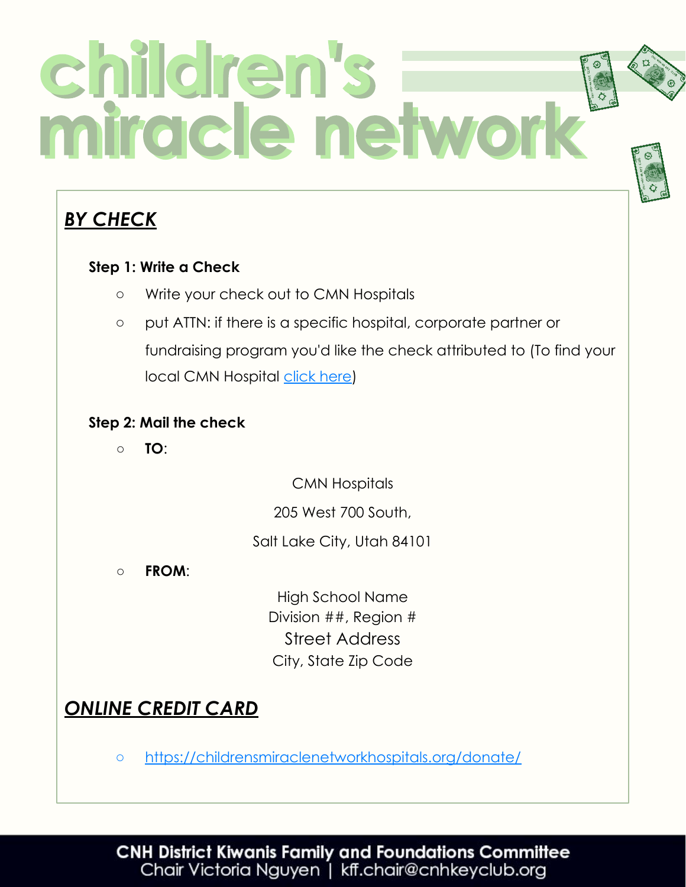# children's miracle network

## ***BY CHECK***

**Step 1: Write a Check**

- Write your check out to CMN Hospitals
- put ATTN: if there is a specific hospital, corporate partner or fundraising program you'd like the check attributed to (To find your local CMN Hospital [click here](click here))

**Step 2: Mail the check**

- **TO**:

CMN Hospitals
205 West 700 South,
Salt Lake City, Utah 84101

- **FROM**:

High School Name
Division ##, Region #
Street Address
City, State Zip Code

## ***ONLINE CREDIT CARD***

- [https://childrensmiraclenetworkhospitals.org/donate/](https://childrensmiraclenetworkhospitals.org/donate/)

**CNH District Kiwanis Family and Foundations Committee**
Chair Victoria Nguyen | kff.chair@cnhkeyclub.org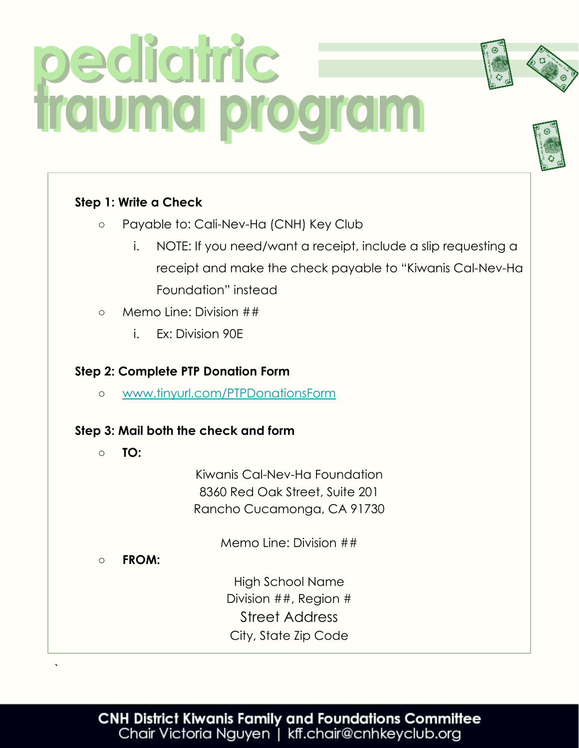# pediatric trauma program

**Step 1: Write a Check**

- Payable to: Cali-Nev-Ha (CNH) Key Club
    1. NOTE: If you need/want a receipt, include a slip requesting a receipt and make the check payable to "Kiwanis Cal-Nev-Ha Foundation" instead
- Memo Line: Division ##
    1. Ex: Division 90E

**Step 2: Complete PTP Donation Form**

- [www.tinyurl.com/PTPDonationsForm](http://www.tinyurl.com/PTPDonationsForm)

**Step 3: Mail both the check and form**

- **TO:**

    Kiwanis Cal-Nev-Ha Foundation
    8360 Red Oak Street, Suite 201
    Rancho Cucamonga, CA 91730

    Memo Line: Division ##

- **FROM:**

    High School Name
    Division ##, Region #
    Street Address
    City, State Zip Code

**CNH District Kiwanis Family and Foundations Committee**
Chair Victoria Nguyen | kff.chair@cnhkeyclub.org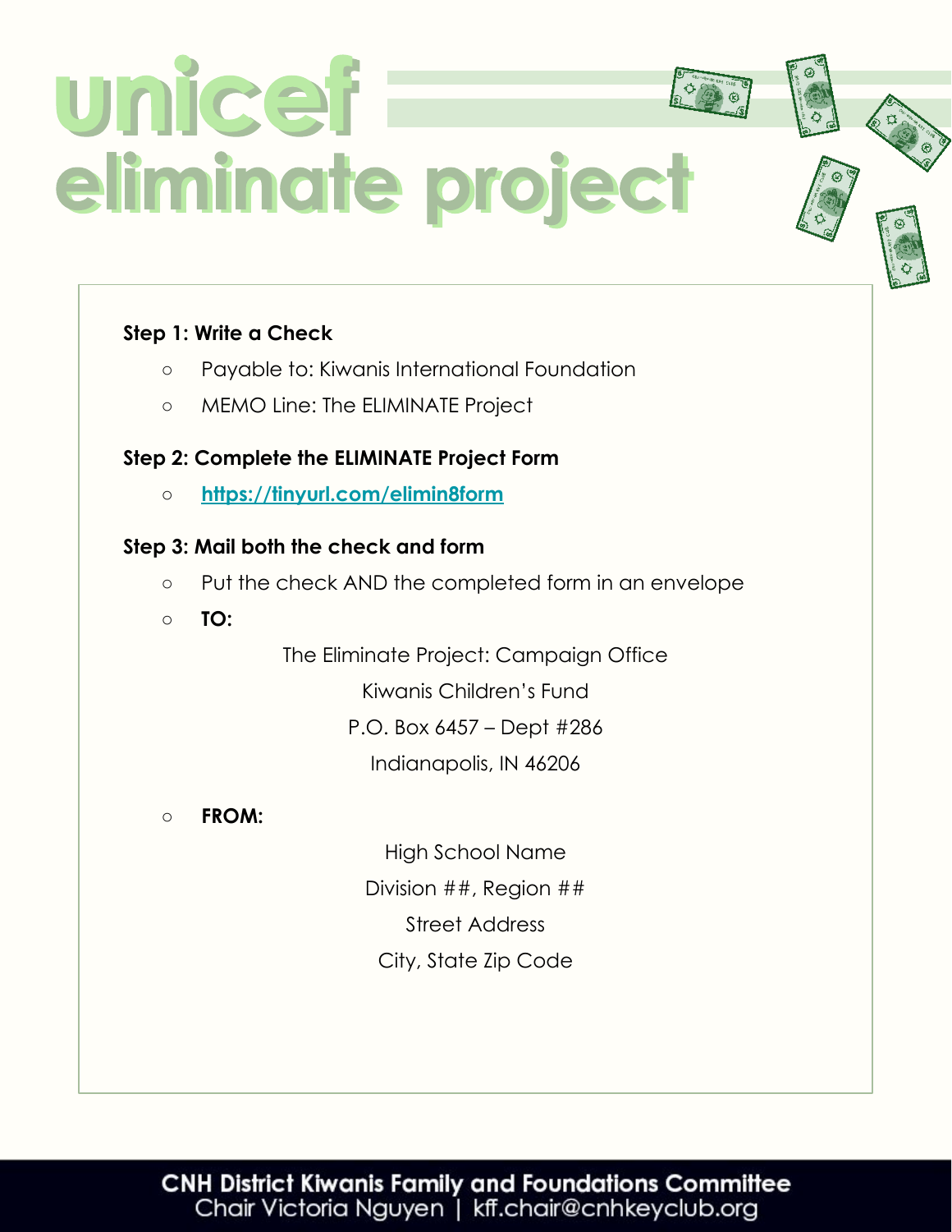# unicef eliminate project

**Step 1: Write a Check**

- Payable to: Kiwanis International Foundation
- MEMO Line: The ELIMINATE Project

**Step 2: Complete the ELIMINATE Project Form**

- [https://tinyurl.com/elimin8form](https://tinyurl.com/elimin8form)

**Step 3: Mail both the check and form**

- Put the check AND the completed form in an envelope
- **TO:**

  The Eliminate Project: Campaign Office
  Kiwanis Children's Fund
  P.O. Box 6457 – Dept #286
  Indianapolis, IN 46206

- **FROM:**

  High School Name
  Division ##, Region ##
  Street Address
  City, State Zip Code

**CNH District Kiwanis Family and Foundations Committee**
Chair Victoria Nguyen | kff.chair@cnhkeyclub.org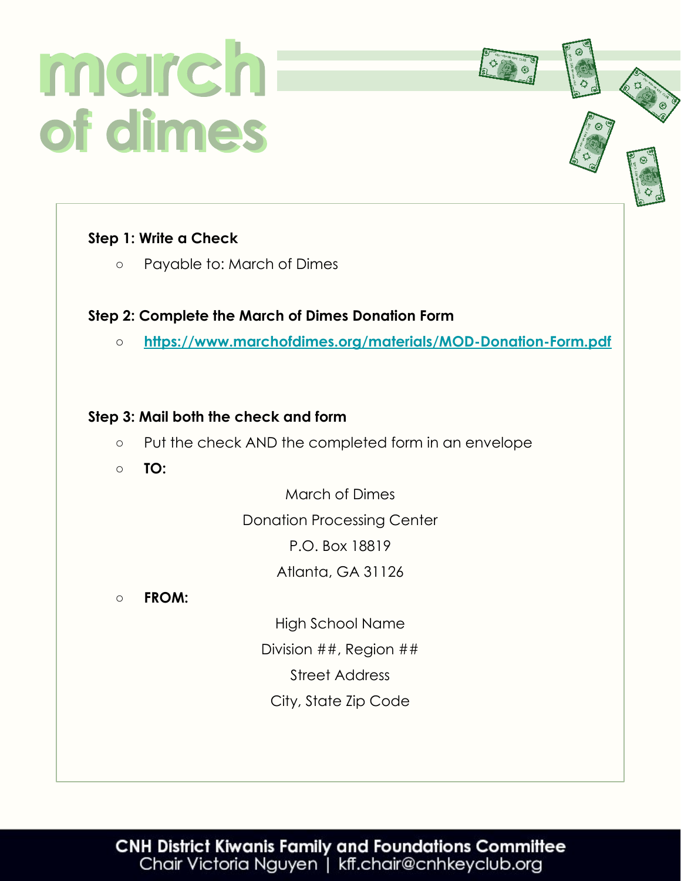# march of dimes

**Step 1: Write a Check**

- Payable to: March of Dimes

**Step 2: Complete the March of Dimes Donation Form**

- [https://www.marchofdimes.org/materials/MOD-Donation-Form.pdf](https://www.marchofdimes.org/materials/MOD-Donation-Form.pdf)

**Step 3: Mail both the check and form**

- Put the check AND the completed form in an envelope
- **TO:**

  March of Dimes
  Donation Processing Center
  P.O. Box 18819
  Atlanta, GA 31126

- **FROM:**

  High School Name
  Division ##, Region ##
  Street Address
  City, State Zip Code

**CNH District Kiwanis Family and Foundations Committee**
Chair Victoria Nguyen | kff.chair@cnhkeyclub.org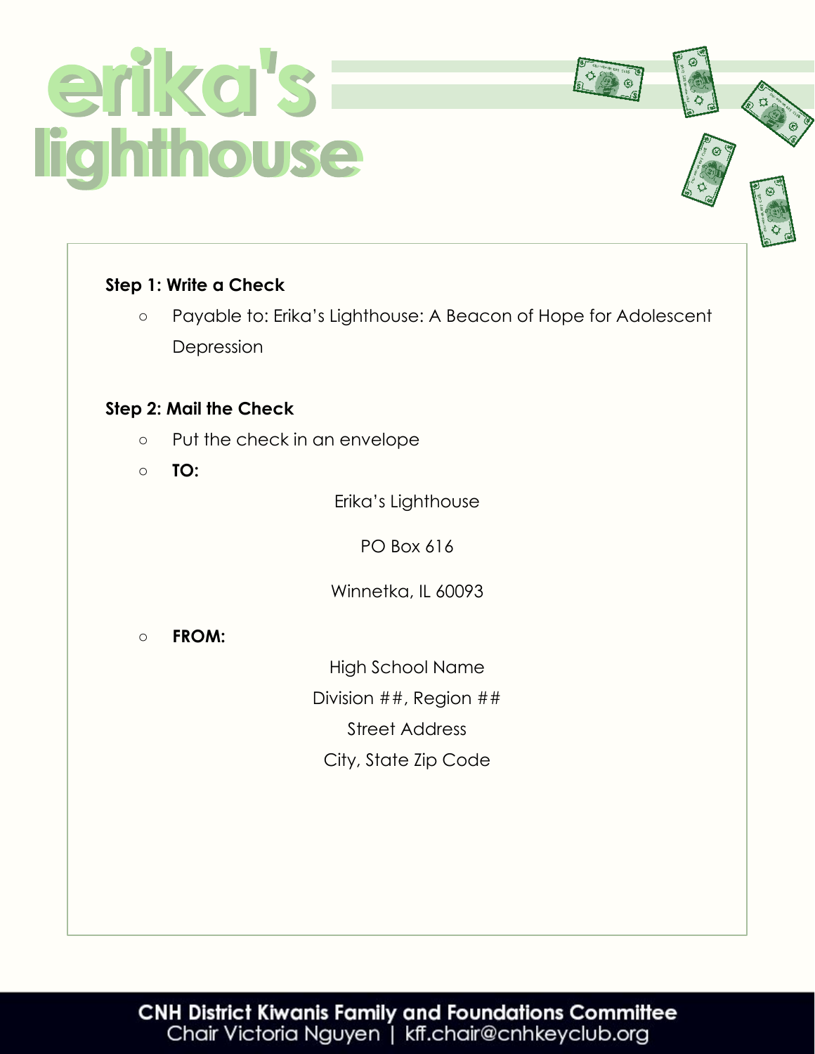# erika's lighthouse

**Step 1: Write a Check**

- Payable to: Erika's Lighthouse: A Beacon of Hope for Adolescent Depression

**Step 2: Mail the Check**

- Put the check in an envelope
- **TO:**

  Erika's Lighthouse

  PO Box 616

  Winnetka, IL 60093

- **FROM:**

  High School Name
  Division ##, Region ##
  Street Address
  City, State Zip Code

**CNH District Kiwanis Family and Foundations Committee**
Chair Victoria Nguyen | kff.chair@cnhkeyclub.org